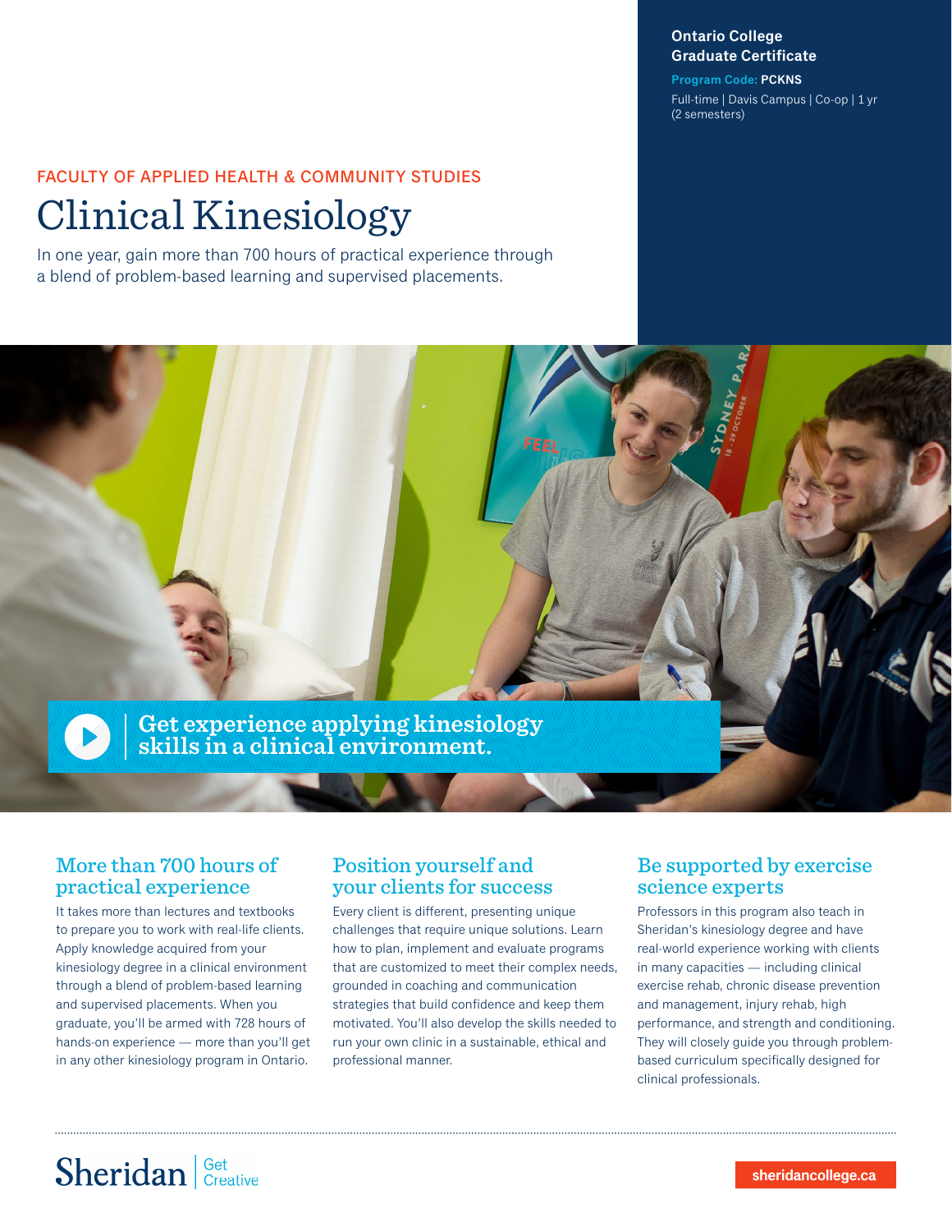**Ontario College Graduate Certificate**

**Program Code: PCKNS**

Full-time | Davis Campus | Co-op | 1 yr (2 semesters)

FACULTY OF APPLIED HEALTH & COMMUNITY STUDIES

# Clinical Kinesiology

In one year, gain more than 700 hours of practical experience through a blend of problem-based learning and supervised placements.

Get experience applying kinesiology skills in a clinical environment.

## More than 700 hours of practical experience

It takes more than lectures and textbooks to prepare you to work with real-life clients. Apply knowledge acquired from your kinesiology degree in a clinical environment through a blend of problem-based learning and supervised placements. When you graduate, you'll be armed with 728 hours of hands-on experience — more than you'll get in any other kinesiology program in Ontario.

## Position yourself and your clients for success

Every client is different, presenting unique challenges that require unique solutions. Learn how to plan, implement and evaluate programs that are customized to meet their complex needs, grounded in coaching and communication strategies that build confidence and keep them motivated. You'll also develop the skills needed to run your own clinic in a sustainable, ethical and professional manner.

## Be supported by exercise science experts

Professors in this program also teach in Sheridan's kinesiology degree and have real-world experience working with clients in many capacities — including clinical exercise rehab, chronic disease prevention and management, injury rehab, high performance, and strength and conditioning. They will closely guide you through problem-based curriculum specifically designed for clinical professionals.

Sheridan | Get Creative

sheridancollege.ca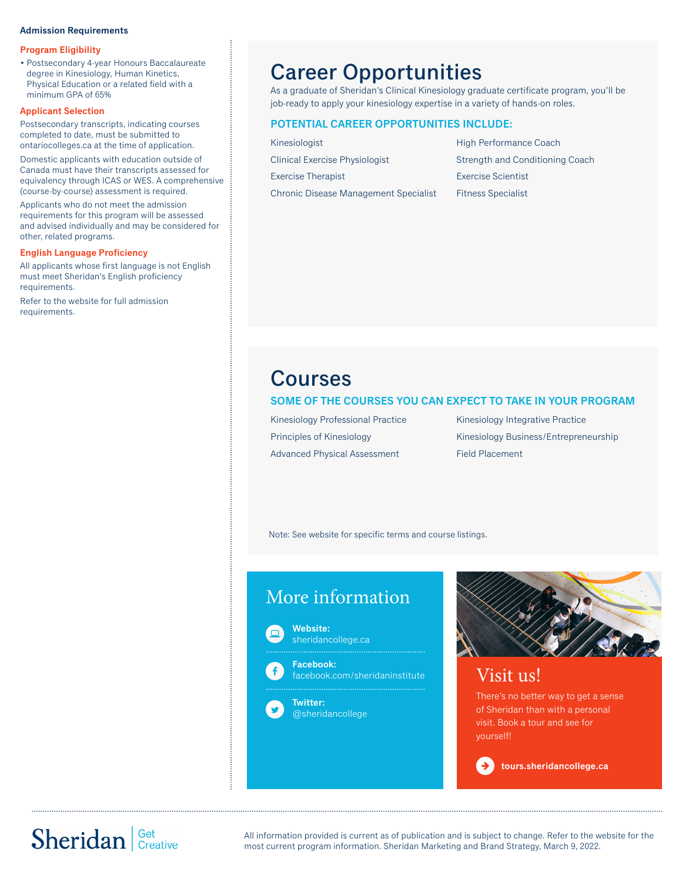### Admission Requirements

**Program Eligibility**

- Postsecondary 4-year Honours Baccalaureate degree in Kinesiology, Human Kinetics, Physical Education or a related field with a minimum GPA of 65%

**Applicant Selection**

Postsecondary transcripts, indicating courses completed to date, must be submitted to ontariocolleges.ca at the time of application.

Domestic applicants with education outside of Canada must have their transcripts assessed for equivalency through ICAS or WES. A comprehensive (course-by-course) assessment is required.

Applicants who do not meet the admission requirements for this program will be assessed and advised individually and may be considered for other, related programs.

**English Language Proficiency**

All applicants whose first language is not English must meet Sheridan's English proficiency requirements.

Refer to the website for full admission requirements.

# Career Opportunities

As a graduate of Sheridan's Clinical Kinesiology graduate certificate program, you'll be job-ready to apply your kinesiology expertise in a variety of hands-on roles.

### POTENTIAL CAREER OPPORTUNITIES INCLUDE:

- Kinesiologist
- Clinical Exercise Physiologist
- Exercise Therapist
- Chronic Disease Management Specialist
- High Performance Coach
- Strength and Conditioning Coach
- Exercise Scientist
- Fitness Specialist

# Courses

### SOME OF THE COURSES YOU CAN EXPECT TO TAKE IN YOUR PROGRAM

- Kinesiology Professional Practice
- Principles of Kinesiology
- Advanced Physical Assessment
- Kinesiology Integrative Practice
- Kinesiology Business/Entrepreneurship
- Field Placement

Note: See website for specific terms and course listings.

## More information

**Website:**
sheridancollege.ca

**Facebook:**
facebook.com/sheridaninstitute

**Twitter:**
@sheridancollege

## Visit us!

There's no better way to get a sense of Sheridan than with a personal visit. Book a tour and see for yourself!

**tours.sheridancollege.ca**

Sheridan | Get Creative

All information provided is current as of publication and is subject to change. Refer to the website for the most current program information. Sheridan Marketing and Brand Strategy, March 9, 2022.